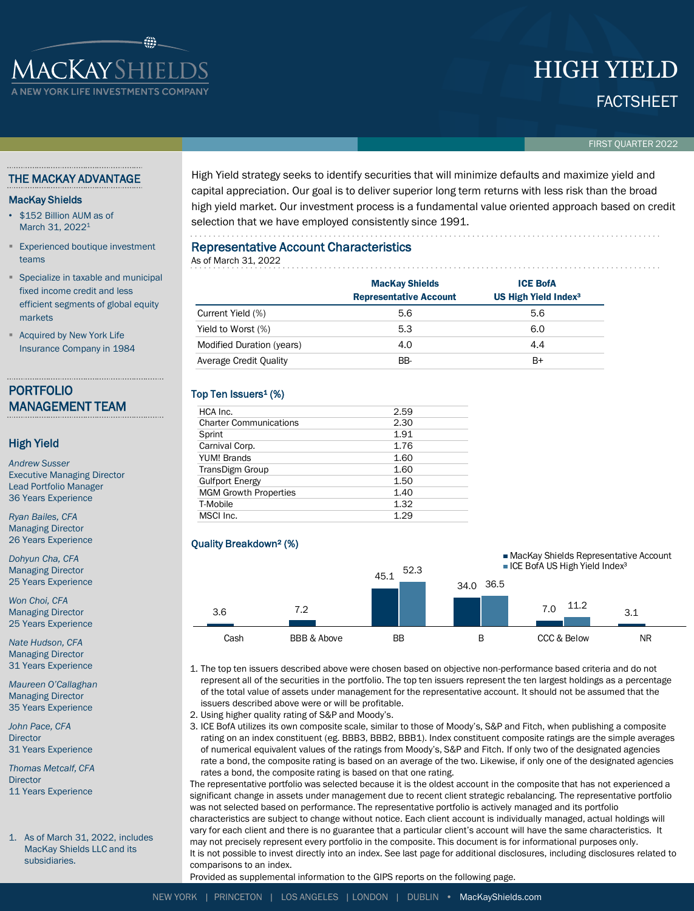# HIGH YIELD

## FACTSHEET

FIRST QUARTER 2022

MacKay Shields — A New York Life Investments Company

## THE MACKAY ADVANTAGE

### MacKay Shields

- $152 Billion AUM as of March 31, 2022[1]
- Experienced boutique investment teams
- Specialize in taxable and municipal fixed income credit and less efficient segments of global equity markets
- Acquired by New York Life Insurance Company in 1984

## PORTFOLIO MANAGEMENT TEAM

### High Yield

*Andrew Susser*
Executive Managing Director
Lead Portfolio Manager
36 Years Experience

*Ryan Bailes, CFA*
Managing Director
26 Years Experience

*Dohyun Cha, CFA*
Managing Director
25 Years Experience

*Won Choi, CFA*
Managing Director
25 Years Experience

*Nate Hudson, CFA*
Managing Director
31 Years Experience

*Maureen O'Callaghan*
Managing Director
35 Years Experience

*John Pace, CFA*
Director
31 Years Experience

*Thomas Metcalf, CFA*
Director
11 Years Experience

1. As of March 31, 2022, includes MacKay Shields LLC and its subsidiaries.

High Yield strategy seeks to identify securities that will minimize defaults and maximize yield and capital appreciation. Our goal is to deliver superior long term returns with less risk than the broad high yield market. Our investment process is a fundamental value oriented approach based on credit selection that we have employed consistently since 1991.

## Representative Account Characteristics

As of March 31, 2022

| | MacKay Shields Representative Account | ICE BofA US High Yield Index[3] |
|---|---|---|
| Current Yield (%) | 5.6 | 5.6 |
| Yield to Worst (%) | 5.3 | 6.0 |
| Modified Duration (years) | 4.0 | 4.4 |
| Average Credit Quality | BB- | B+ |

### Top Ten Issuers[1] (%)

| Issuer | % |
|---|---|
| HCA Inc. | 2.59 |
| Charter Communications | 2.30 |
| Sprint | 1.91 |
| Carnival Corp. | 1.76 |
| YUM! Brands | 1.60 |
| TransDigm Group | 1.60 |
| Gulfport Energy | 1.50 |
| MGM Growth Properties | 1.40 |
| T-Mobile | 1.32 |
| MSCI Inc. | 1.29 |

### Quality Breakdown[2] (%)

| | MacKay Shields Representative Account | ICE BofA US High Yield Index[3] |
|---|---|---|
| Cash | 3.6 | |
| BBB & Above | 7.2 | |
| BB | 45.1 | 52.3 |
| B | 34.0 | 36.5 |
| CCC & Below | 7.0 | 11.2 |
| NR | 3.1 | |

1. The top ten issuers described above were chosen based on objective non-performance based criteria and do not represent all of the securities in the portfolio. The top ten issuers represent the ten largest holdings as a percentage of the total value of assets under management for the representative account. It should not be assumed that the issuers described above were or will be profitable.
2. Using higher quality rating of S&P and Moody's.
3. ICE BofA utilizes its own composite scale, similar to those of Moody's, S&P and Fitch, when publishing a composite rating on an index constituent (eg. BBB3, BBB2, BBB1). Index constituent composite ratings are the simple averages of numerical equivalent values of the ratings from Moody's, S&P and Fitch. If only two of the designated agencies rate a bond, the composite rating is based on an average of the two. Likewise, if only one of the designated agencies rates a bond, the composite rating is based on that one rating.

The representative portfolio was selected because it is the oldest account in the composite that has not experienced a significant change in assets under management due to recent client strategic rebalancing. The representative portfolio was not selected based on performance. The representative portfolio is actively managed and its portfolio characteristics are subject to change without notice. Each client account is individually managed, actual holdings will vary for each client and there is no guarantee that a particular client's account will have the same characteristics. It may not precisely represent every portfolio in the composite. This document is for informational purposes only.
It is not possible to invest directly into an index. See last page for additional disclosures, including disclosures related to comparisons to an index.
Provided as supplemental information to the GIPS reports on the following page.

NEW YORK | PRINCETON | LOS ANGELES | LONDON | DUBLIN • MacKayShields.com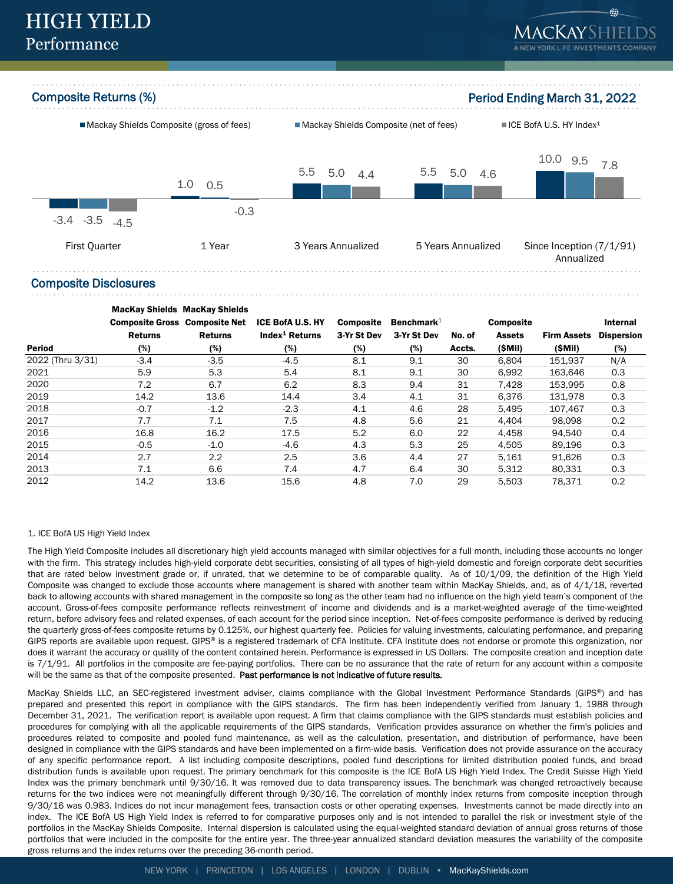# HIGH YIELD
## Performance

## Composite Returns (%)

**Period Ending March 31, 2022**

| | Mackay Shields Composite (gross of fees) | Mackay Shields Composite (net of fees) | ICE BofA U.S. HY Index[1] |
|---|---|---|---|
| First Quarter | -3.4 | -3.5 | -4.5 |
| 1 Year | 1.0 | 0.5 | -0.3 |
| 3 Years Annualized | 5.5 | 5.0 | 4.4 |
| 5 Years Annualized | 5.5 | 5.0 | 4.6 |
| Since Inception (7/1/91) Annualized | 10.0 | 9.5 | 7.8 |

## Composite Disclosures

| Period | MacKay Shields Composite Gross Returns (%) | MacKay Shields Composite Net Returns (%) | ICE BofA U.S. HY Index[1] Returns (%) | Composite 3-Yr St Dev (%) | Benchmark[1] 3-Yr St Dev (%) | No. of Accts. | Composite Assets ($Mil) | Firm Assets ($Mil) | Internal Dispersion (%) |
|---|---|---|---|---|---|---|---|---|---|
| 2022 (Thru 3/31) | -3.4 | -3.5 | -4.5 | 8.1 | 9.1 | 30 | 6,804 | 151,937 | N/A |
| 2021 | 5.9 | 5.3 | 5.4 | 8.1 | 9.1 | 30 | 6,992 | 163,646 | 0.3 |
| 2020 | 7.2 | 6.7 | 6.2 | 8.3 | 9.4 | 31 | 7,428 | 153,995 | 0.8 |
| 2019 | 14.2 | 13.6 | 14.4 | 3.4 | 4.1 | 31 | 6,376 | 131,978 | 0.3 |
| 2018 | -0.7 | -1.2 | -2.3 | 4.1 | 4.6 | 28 | 5,495 | 107,467 | 0.3 |
| 2017 | 7.7 | 7.1 | 7.5 | 4.8 | 5.6 | 21 | 4,404 | 98,098 | 0.2 |
| 2016 | 16.8 | 16.2 | 17.5 | 5.2 | 6.0 | 22 | 4,458 | 94,540 | 0.4 |
| 2015 | -0.5 | -1.0 | -4.6 | 4.3 | 5.3 | 25 | 4,505 | 89,196 | 0.3 |
| 2014 | 2.7 | 2.2 | 2.5 | 3.6 | 4.4 | 27 | 5,161 | 91,626 | 0.3 |
| 2013 | 7.1 | 6.6 | 7.4 | 4.7 | 6.4 | 30 | 5,312 | 80,331 | 0.3 |
| 2012 | 14.2 | 13.6 | 15.6 | 4.8 | 7.0 | 29 | 5,503 | 78,371 | 0.2 |

1. ICE BofA US High Yield Index

The High Yield Composite includes all discretionary high yield accounts managed with similar objectives for a full month, including those accounts no longer with the firm. This strategy includes high-yield corporate debt securities, consisting of all types of high-yield domestic and foreign corporate debt securities that are rated below investment grade or, if unrated, that we determine to be of comparable quality. As of 10/1/09, the definition of the High Yield Composite was changed to exclude those accounts where management is shared with another team within MacKay Shields, and, as of 4/1/18, reverted back to allowing accounts with shared management in the composite so long as the other team had no influence on the high yield team's component of the account. Gross-of-fees composite performance reflects reinvestment of income and dividends and is a market-weighted average of the time-weighted return, before advisory fees and related expenses, of each account for the period since inception. Net-of-fees composite performance is derived by reducing the quarterly gross-of-fees composite returns by 0.125%, our highest quarterly fee. Policies for valuing investments, calculating performance, and preparing GIPS reports are available upon request. GIPS® is a registered trademark of CFA Institute. CFA Institute does not endorse or promote this organization, nor does it warrant the accuracy or quality of the content contained herein. Performance is expressed in US Dollars. The composite creation and inception date is 7/1/91. All portfolios in the composite are fee-paying portfolios. There can be no assurance that the rate of return for any account within a composite will be the same as that of the composite presented. **Past performance is not indicative of future results.**

MacKay Shields LLC, an SEC-registered investment adviser, claims compliance with the Global Investment Performance Standards (GIPS®) and has prepared and presented this report in compliance with the GIPS standards. The firm has been independently verified from January 1, 1988 through December 31, 2021. The verification report is available upon request. A firm that claims compliance with the GIPS standards must establish policies and procedures for complying with all the applicable requirements of the GIPS standards. Verification provides assurance on whether the firm's policies and procedures related to composite and pooled fund maintenance, as well as the calculation, presentation, and distribution of performance, have been designed in compliance with the GIPS standards and have been implemented on a firm-wide basis. Verification does not provide assurance on the accuracy of any specific performance report. A list including composite descriptions, pooled fund descriptions for limited distribution pooled funds, and broad distribution funds is available upon request. The primary benchmark for this composite is the ICE BofA US High Yield Index. The Credit Suisse High Yield Index was the primary benchmark until 9/30/16. It was removed due to data transparency issues. The benchmark was changed retroactively because returns for the two indices were not meaningfully different through 9/30/16. The correlation of monthly index returns from composite inception through 9/30/16 was 0.983. Indices do not incur management fees, transaction costs or other operating expenses. Investments cannot be made directly into an index. The ICE BofA US High Yield Index is referred to for comparative purposes only and is not intended to parallel the risk or investment style of the portfolios in the MacKay Shields Composite. Internal dispersion is calculated using the equal-weighted standard deviation of annual gross returns of those portfolios that were included in the composite for the entire year. The three-year annualized standard deviation measures the variability of the composite gross returns and the index returns over the preceding 36-month period.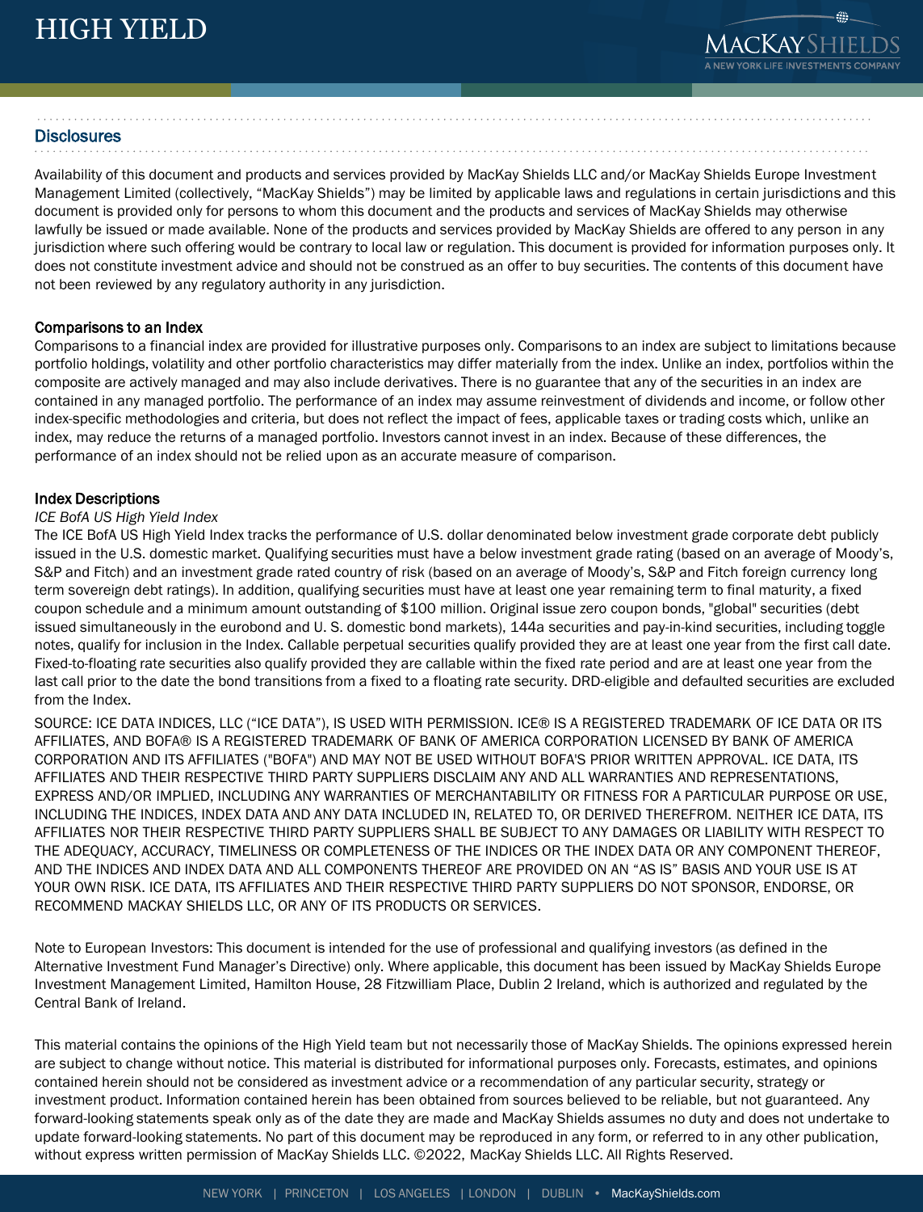## Disclosures

Availability of this document and products and services provided by MacKay Shields LLC and/or MacKay Shields Europe Investment Management Limited (collectively, "MacKay Shields") may be limited by applicable laws and regulations in certain jurisdictions and this document is provided only for persons to whom this document and the products and services of MacKay Shields may otherwise lawfully be issued or made available. None of the products and services provided by MacKay Shields are offered to any person in any jurisdiction where such offering would be contrary to local law or regulation. This document is provided for information purposes only. It does not constitute investment advice and should not be construed as an offer to buy securities. The contents of this document have not been reviewed by any regulatory authority in any jurisdiction.

### Comparisons to an Index

Comparisons to a financial index are provided for illustrative purposes only. Comparisons to an index are subject to limitations because portfolio holdings, volatility and other portfolio characteristics may differ materially from the index. Unlike an index, portfolios within the composite are actively managed and may also include derivatives. There is no guarantee that any of the securities in an index are contained in any managed portfolio. The performance of an index may assume reinvestment of dividends and income, or follow other index-specific methodologies and criteria, but does not reflect the impact of fees, applicable taxes or trading costs which, unlike an index, may reduce the returns of a managed portfolio. Investors cannot invest in an index. Because of these differences, the performance of an index should not be relied upon as an accurate measure of comparison.

### Index Descriptions

*ICE BofA US High Yield Index*

The ICE BofA US High Yield Index tracks the performance of U.S. dollar denominated below investment grade corporate debt publicly issued in the U.S. domestic market. Qualifying securities must have a below investment grade rating (based on an average of Moody's, S&P and Fitch) and an investment grade rated country of risk (based on an average of Moody's, S&P and Fitch foreign currency long term sovereign debt ratings). In addition, qualifying securities must have at least one year remaining term to final maturity, a fixed coupon schedule and a minimum amount outstanding of $100 million. Original issue zero coupon bonds, "global" securities (debt issued simultaneously in the eurobond and U. S. domestic bond markets), 144a securities and pay-in-kind securities, including toggle notes, qualify for inclusion in the Index. Callable perpetual securities qualify provided they are at least one year from the first call date. Fixed-to-floating rate securities also qualify provided they are callable within the fixed rate period and are at least one year from the last call prior to the date the bond transitions from a fixed to a floating rate security. DRD-eligible and defaulted securities are excluded from the Index.

SOURCE: ICE DATA INDICES, LLC ("ICE DATA"), IS USED WITH PERMISSION. ICE® IS A REGISTERED TRADEMARK OF ICE DATA OR ITS AFFILIATES, AND BOFA® IS A REGISTERED TRADEMARK OF BANK OF AMERICA CORPORATION LICENSED BY BANK OF AMERICA CORPORATION AND ITS AFFILIATES ("BOFA") AND MAY NOT BE USED WITHOUT BOFA'S PRIOR WRITTEN APPROVAL. ICE DATA, ITS AFFILIATES AND THEIR RESPECTIVE THIRD PARTY SUPPLIERS DISCLAIM ANY AND ALL WARRANTIES AND REPRESENTATIONS, EXPRESS AND/OR IMPLIED, INCLUDING ANY WARRANTIES OF MERCHANTABILITY OR FITNESS FOR A PARTICULAR PURPOSE OR USE, INCLUDING THE INDICES, INDEX DATA AND ANY DATA INCLUDED IN, RELATED TO, OR DERIVED THEREFROM. NEITHER ICE DATA, ITS AFFILIATES NOR THEIR RESPECTIVE THIRD PARTY SUPPLIERS SHALL BE SUBJECT TO ANY DAMAGES OR LIABILITY WITH RESPECT TO THE ADEQUACY, ACCURACY, TIMELINESS OR COMPLETENESS OF THE INDICES OR THE INDEX DATA OR ANY COMPONENT THEREOF, AND THE INDICES AND INDEX DATA AND ALL COMPONENTS THEREOF ARE PROVIDED ON AN "AS IS" BASIS AND YOUR USE IS AT YOUR OWN RISK. ICE DATA, ITS AFFILIATES AND THEIR RESPECTIVE THIRD PARTY SUPPLIERS DO NOT SPONSOR, ENDORSE, OR RECOMMEND MACKAY SHIELDS LLC, OR ANY OF ITS PRODUCTS OR SERVICES.

Note to European Investors: This document is intended for the use of professional and qualifying investors (as defined in the Alternative Investment Fund Manager's Directive) only. Where applicable, this document has been issued by MacKay Shields Europe Investment Management Limited, Hamilton House, 28 Fitzwilliam Place, Dublin 2 Ireland, which is authorized and regulated by the Central Bank of Ireland.

This material contains the opinions of the High Yield team but not necessarily those of MacKay Shields. The opinions expressed herein are subject to change without notice. This material is distributed for informational purposes only. Forecasts, estimates, and opinions contained herein should not be considered as investment advice or a recommendation of any particular security, strategy or investment product. Information contained herein has been obtained from sources believed to be reliable, but not guaranteed. Any forward-looking statements speak only as of the date they are made and MacKay Shields assumes no duty and does not undertake to update forward-looking statements. No part of this document may be reproduced in any form, or referred to in any other publication, without express written permission of MacKay Shields LLC. ©2022, MacKay Shields LLC. All Rights Reserved.